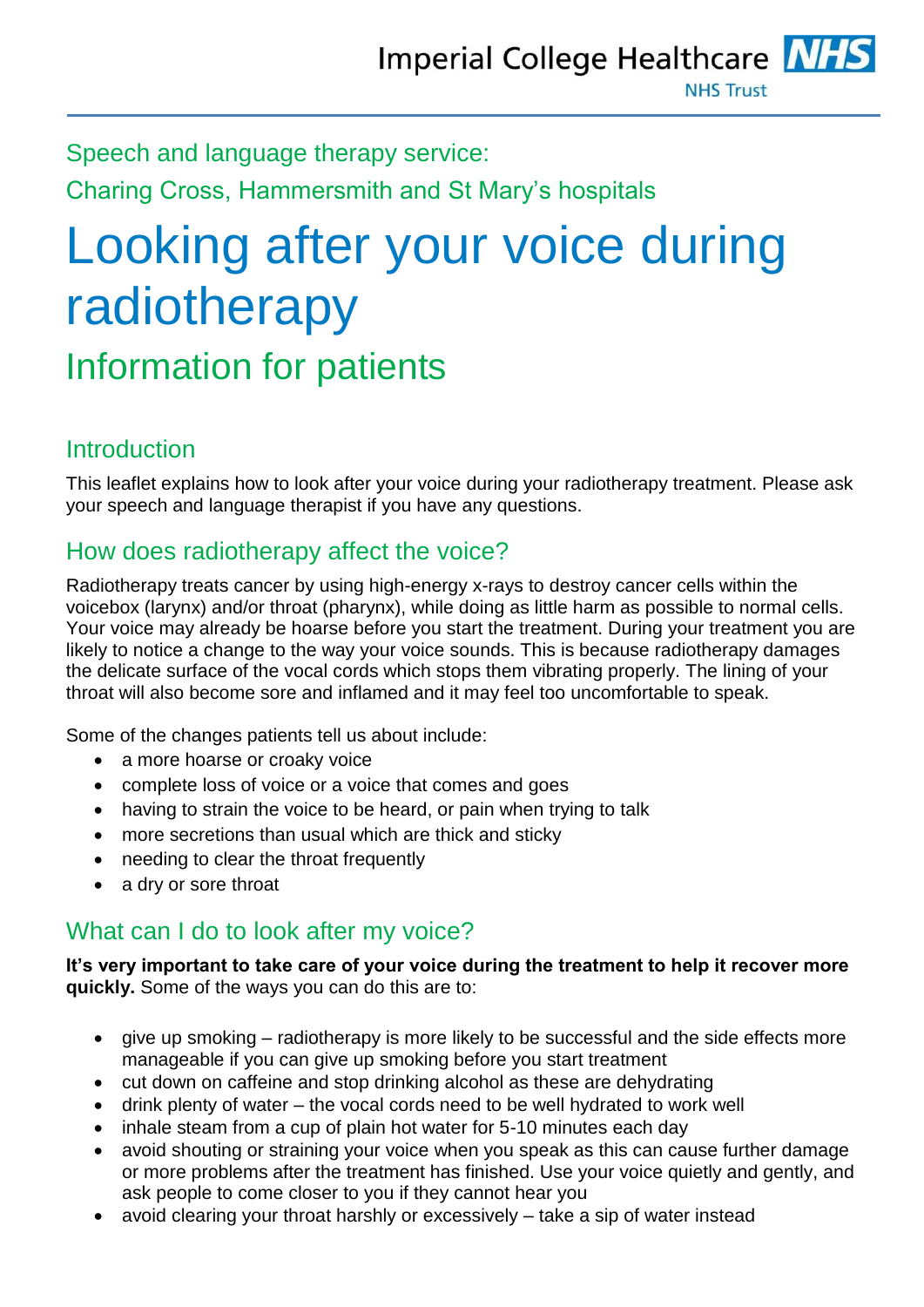Imperial College Healthcare NHS Trust

Speech and language therapy service:

Charing Cross, Hammersmith and St Mary's hospitals

# Looking after your voice during radiotherapy

## Information for patients

### Introduction

This leaflet explains how to look after your voice during your radiotherapy treatment. Please ask your speech and language therapist if you have any questions.

### How does radiotherapy affect the voice?

Radiotherapy treats cancer by using high-energy x-rays to destroy cancer cells within the voicebox (larynx) and/or throat (pharynx), while doing as little harm as possible to normal cells. Your voice may already be hoarse before you start the treatment. During your treatment you are likely to notice a change to the way your voice sounds. This is because radiotherapy damages the delicate surface of the vocal cords which stops them vibrating properly. The lining of your throat will also become sore and inflamed and it may feel too uncomfortable to speak.

Some of the changes patients tell us about include:

- a more hoarse or croaky voice
- complete loss of voice or a voice that comes and goes
- having to strain the voice to be heard, or pain when trying to talk
- more secretions than usual which are thick and sticky
- needing to clear the throat frequently
- a dry or sore throat

### What can I do to look after my voice?

**It's very important to take care of your voice during the treatment to help it recover more quickly.** Some of the ways you can do this are to:

- give up smoking – radiotherapy is more likely to be successful and the side effects more manageable if you can give up smoking before you start treatment
- cut down on caffeine and stop drinking alcohol as these are dehydrating
- drink plenty of water – the vocal cords need to be well hydrated to work well
- inhale steam from a cup of plain hot water for 5-10 minutes each day
- avoid shouting or straining your voice when you speak as this can cause further damage or more problems after the treatment has finished. Use your voice quietly and gently, and ask people to come closer to you if they cannot hear you
- avoid clearing your throat harshly or excessively – take a sip of water instead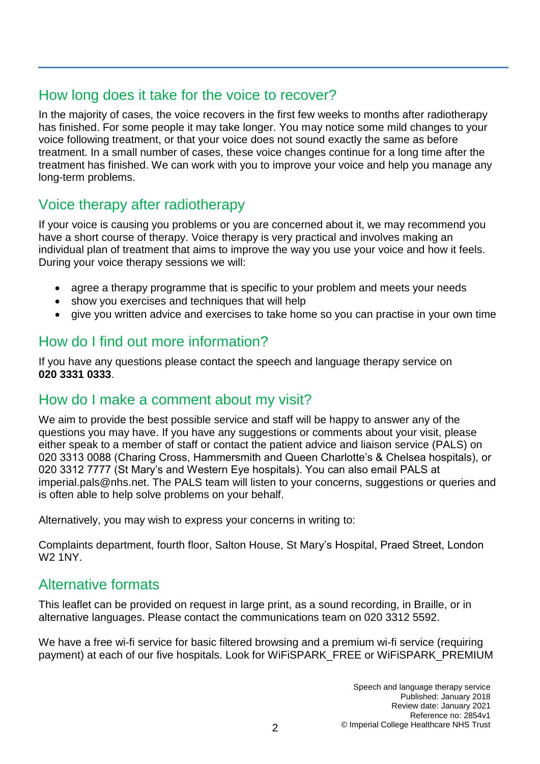## How long does it take for the voice to recover?

In the majority of cases, the voice recovers in the first few weeks to months after radiotherapy has finished. For some people it may take longer. You may notice some mild changes to your voice following treatment, or that your voice does not sound exactly the same as before treatment. In a small number of cases, these voice changes continue for a long time after the treatment has finished. We can work with you to improve your voice and help you manage any long-term problems.

## Voice therapy after radiotherapy

If your voice is causing you problems or you are concerned about it, we may recommend you have a short course of therapy. Voice therapy is very practical and involves making an individual plan of treatment that aims to improve the way you use your voice and how it feels. During your voice therapy sessions we will:

- agree a therapy programme that is specific to your problem and meets your needs
- show you exercises and techniques that will help
- give you written advice and exercises to take home so you can practise in your own time

## How do I find out more information?

If you have any questions please contact the speech and language therapy service on **020 3331 0333**.

## How do I make a comment about my visit?

We aim to provide the best possible service and staff will be happy to answer any of the questions you may have. If you have any suggestions or comments about your visit, please either speak to a member of staff or contact the patient advice and liaison service (PALS) on 020 3313 0088 (Charing Cross, Hammersmith and Queen Charlotte's & Chelsea hospitals), or 020 3312 7777 (St Mary's and Western Eye hospitals). You can also email PALS at imperial.pals@nhs.net. The PALS team will listen to your concerns, suggestions or queries and is often able to help solve problems on your behalf.

Alternatively, you may wish to express your concerns in writing to:

Complaints department, fourth floor, Salton House, St Mary's Hospital, Praed Street, London W2 1NY.

## Alternative formats

This leaflet can be provided on request in large print, as a sound recording, in Braille, or in alternative languages. Please contact the communications team on 020 3312 5592.

We have a free wi-fi service for basic filtered browsing and a premium wi-fi service (requiring payment) at each of our five hospitals. Look for WiFiSPARK_FREE or WiFiSPARK_PREMIUM

Speech and language therapy service
Published: January 2018
Review date: January 2021
Reference no: 2854v1
© Imperial College Healthcare NHS Trust